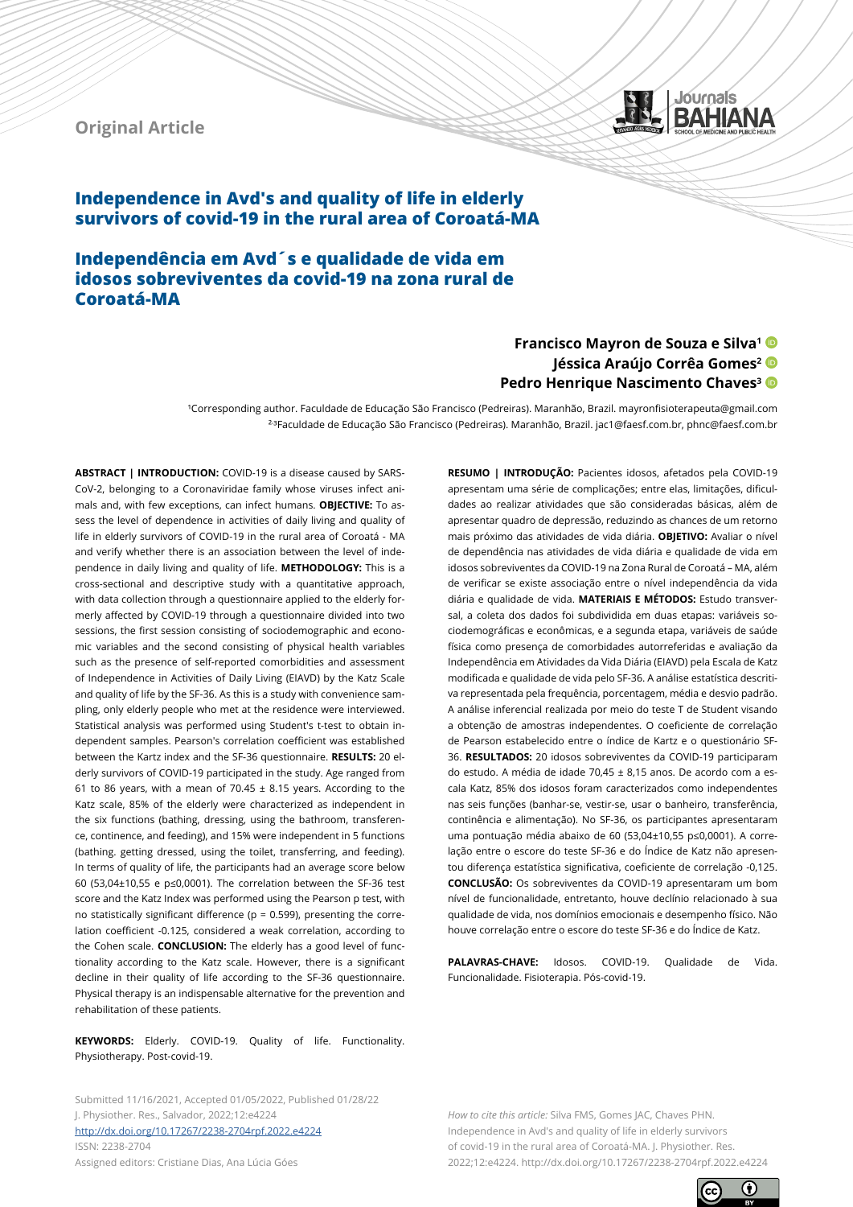Original Article

# Independence in Avd's and quality of life in elderly survivors of covid-19 in the rural area of Coroatá-MA

# Independência em Avd´s e qualidade de vida em idosos sobreviventes da covid-19 na zona rural de Coroatá-MA

**Francisco Mayron de Souza e Silva[1]**
**Jéssica Araújo Corrêa Gomes[2]**
**Pedro Henrique Nascimento Chaves[3]**

[1]Corresponding author. Faculdade de Educação São Francisco (Pedreiras). Maranhão, Brazil. mayronfisioterapeuta@gmail.com
[2,3]Faculdade de Educação São Francisco (Pedreiras). Maranhão, Brazil. jac1@faesf.com.br, phnc@faesf.com.br

**ABSTRACT | INTRODUCTION:** COVID-19 is a disease caused by SARS-CoV-2, belonging to a Coronaviridae family whose viruses infect animals and, with few exceptions, can infect humans. **OBJECTIVE:** To assess the level of dependence in activities of daily living and quality of life in elderly survivors of COVID-19 in the rural area of Coroatá - MA and verify whether there is an association between the level of independence in daily living and quality of life. **METHODOLOGY:** This is a cross-sectional and descriptive study with a quantitative approach, with data collection through a questionnaire applied to the elderly formerly affected by COVID-19 through a questionnaire divided into two sessions, the first session consisting of sociodemographic and economic variables and the second consisting of physical health variables such as the presence of self-reported comorbidities and assessment of Independence in Activities of Daily Living (EIAVD) by the Katz Scale and quality of life by the SF-36. As this is a study with convenience sampling, only elderly people who met at the residence were interviewed. Statistical analysis was performed using Student's t-test to obtain independent samples. Pearson's correlation coefficient was established between the Kartz index and the SF-36 questionnaire. **RESULTS:** 20 elderly survivors of COVID-19 participated in the study. Age ranged from 61 to 86 years, with a mean of 70.45 ± 8.15 years. According to the Katz scale, 85% of the elderly were characterized as independent in the six functions (bathing, dressing, using the bathroom, transference, continence, and feeding), and 15% were independent in 5 functions (bathing. getting dressed, using the toilet, transferring, and feeding). In terms of quality of life, the participants had an average score below 60 (53,04±10,55 e p≤0,0001). The correlation between the SF-36 test score and the Katz Index was performed using the Pearson p test, with no statistically significant difference (p = 0.599), presenting the correlation coefficient -0.125, considered a weak correlation, according to the Cohen scale. **CONCLUSION:** The elderly has a good level of functionality according to the Katz scale. However, there is a significant decline in their quality of life according to the SF-36 questionnaire. Physical therapy is an indispensable alternative for the prevention and rehabilitation of these patients.

**KEYWORDS:** Elderly. COVID-19. Quality of life. Functionality. Physiotherapy. Post-covid-19.

**RESUMO | INTRODUÇÃO:** Pacientes idosos, afetados pela COVID-19 apresentam uma série de complicações; entre elas, limitações, dificuldades ao realizar atividades que são consideradas básicas, além de apresentar quadro de depressão, reduzindo as chances de um retorno mais próximo das atividades de vida diária. **OBJETIVO:** Avaliar o nível de dependência nas atividades de vida diária e qualidade de vida em idosos sobreviventes da COVID-19 na Zona Rural de Coroatá – MA, além de verificar se existe associação entre o nível independência da vida diária e qualidade de vida. **MATERIAIS E MÉTODOS:** Estudo transversal, a coleta dos dados foi subdividida em duas etapas: variáveis sociodemográficas e econômicas, e a segunda etapa, variáveis de saúde física como presença de comorbidades autorreferidas e avaliação da Independência em Atividades da Vida Diária (EIAVD) pela Escala de Katz modificada e qualidade de vida pelo SF-36. A análise estatística descritiva representada pela frequência, porcentagem, média e desvio padrão. A análise inferencial realizada por meio do teste T de Student visando a obtenção de amostras independentes. O coeficiente de correlação de Pearson estabelecido entre o índice de Kartz e o questionário SF-36. **RESULTADOS:** 20 idosos sobreviventes da COVID-19 participaram do estudo. A média de idade 70,45 ± 8,15 anos. De acordo com a escala Katz, 85% dos idosos foram caracterizados como independentes nas seis funções (banhar-se, vestir-se, usar o banheiro, transferência, continência e alimentação). No SF-36, os participantes apresentaram uma pontuação média abaixo de 60 (53,04±10,55 p≤0,0001). A correlação entre o escore do teste SF-36 e do Índice de Katz não apresentou diferença estatística significativa, coeficiente de correlação -0,125. **CONCLUSÃO:** Os sobreviventes da COVID-19 apresentaram um bom nível de funcionalidade, entretanto, houve declínio relacionado à sua qualidade de vida, nos domínios emocionais e desempenho físico. Não houve correlação entre o escore do teste SF-36 e do Índice de Katz.

**PALAVRAS-CHAVE:** Idosos. COVID-19. Qualidade de Vida. Funcionalidade. Fisioterapia. Pós-covid-19.

Submitted 11/16/2021, Accepted 01/05/2022, Published 01/28/22
J. Physiother. Res., Salvador, 2022;12:e4224
http://dx.doi.org/10.17267/2238-2704rpf.2022.e4224
ISSN: 2238-2704
Assigned editors: Cristiane Dias, Ana Lúcia Góes

*How to cite this article:* Silva FMS, Gomes JAC, Chaves PHN. Independence in Avd's and quality of life in elderly survivors of covid-19 in the rural area of Coroatá-MA. J. Physiother. Res. 2022;12:e4224. http://dx.doi.org/10.17267/2238-2704rpf.2022.e4224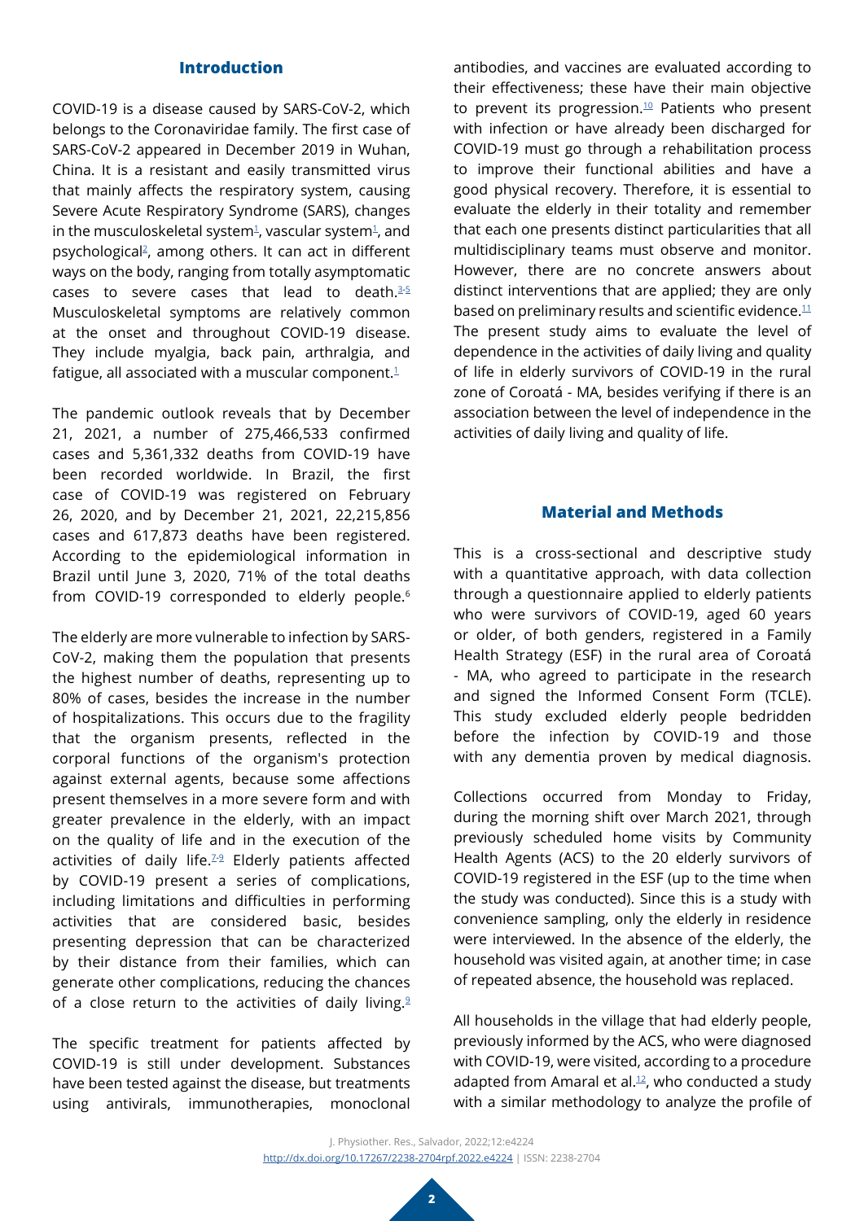## Introduction

COVID-19 is a disease caused by SARS-CoV-2, which belongs to the Coronaviridae family. The first case of SARS-CoV-2 appeared in December 2019 in Wuhan, China. It is a resistant and easily transmitted virus that mainly affects the respiratory system, causing Severe Acute Respiratory Syndrome (SARS), changes in the musculoskeletal system[1], vascular system[1], and psychological[2], among others. It can act in different ways on the body, ranging from totally asymptomatic cases to severe cases that lead to death.[3-5] Musculoskeletal symptoms are relatively common at the onset and throughout COVID-19 disease. They include myalgia, back pain, arthralgia, and fatigue, all associated with a muscular component.[1]

The pandemic outlook reveals that by December 21, 2021, a number of 275,466,533 confirmed cases and 5,361,332 deaths from COVID-19 have been recorded worldwide. In Brazil, the first case of COVID-19 was registered on February 26, 2020, and by December 21, 2021, 22,215,856 cases and 617,873 deaths have been registered. According to the epidemiological information in Brazil until June 3, 2020, 71% of the total deaths from COVID-19 corresponded to elderly people.[6]

The elderly are more vulnerable to infection by SARS-CoV-2, making them the population that presents the highest number of deaths, representing up to 80% of cases, besides the increase in the number of hospitalizations. This occurs due to the fragility that the organism presents, reflected in the corporal functions of the organism's protection against external agents, because some affections present themselves in a more severe form and with greater prevalence in the elderly, with an impact on the quality of life and in the execution of the activities of daily life.[7-9] Elderly patients affected by COVID-19 present a series of complications, including limitations and difficulties in performing activities that are considered basic, besides presenting depression that can be characterized by their distance from their families, which can generate other complications, reducing the chances of a close return to the activities of daily living.[9]

The specific treatment for patients affected by COVID-19 is still under development. Substances have been tested against the disease, but treatments using antivirals, immunotherapies, monoclonal antibodies, and vaccines are evaluated according to their effectiveness; these have their main objective to prevent its progression.[10] Patients who present with infection or have already been discharged for COVID-19 must go through a rehabilitation process to improve their functional abilities and have a good physical recovery. Therefore, it is essential to evaluate the elderly in their totality and remember that each one presents distinct particularities that all multidisciplinary teams must observe and monitor. However, there are no concrete answers about distinct interventions that are applied; they are only based on preliminary results and scientific evidence.[11] The present study aims to evaluate the level of dependence in the activities of daily living and quality of life in elderly survivors of COVID-19 in the rural zone of Coroatá - MA, besides verifying if there is an association between the level of independence in the activities of daily living and quality of life.

## Material and Methods

This is a cross-sectional and descriptive study with a quantitative approach, with data collection through a questionnaire applied to elderly patients who were survivors of COVID-19, aged 60 years or older, of both genders, registered in a Family Health Strategy (ESF) in the rural area of Coroatá - MA, who agreed to participate in the research and signed the Informed Consent Form (TCLE). This study excluded elderly people bedridden before the infection by COVID-19 and those with any dementia proven by medical diagnosis.

Collections occurred from Monday to Friday, during the morning shift over March 2021, through previously scheduled home visits by Community Health Agents (ACS) to the 20 elderly survivors of COVID-19 registered in the ESF (up to the time when the study was conducted). Since this is a study with convenience sampling, only the elderly in residence were interviewed. In the absence of the elderly, the household was visited again, at another time; in case of repeated absence, the household was replaced.

All households in the village that had elderly people, previously informed by the ACS, who were diagnosed with COVID-19, were visited, according to a procedure adapted from Amaral et al.[12], who conducted a study with a similar methodology to analyze the profile of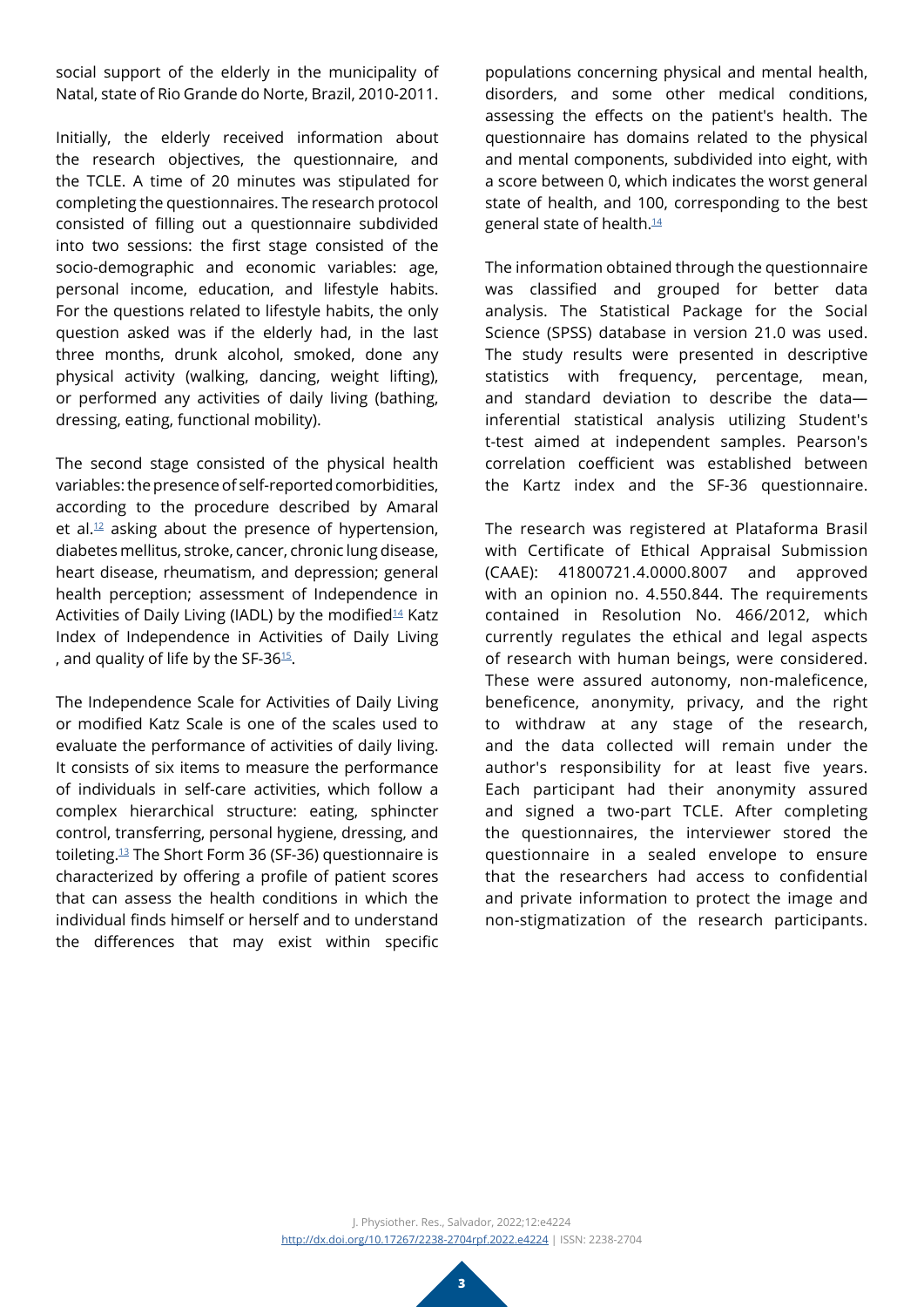social support of the elderly in the municipality of Natal, state of Rio Grande do Norte, Brazil, 2010-2011.

Initially, the elderly received information about the research objectives, the questionnaire, and the TCLE. A time of 20 minutes was stipulated for completing the questionnaires. The research protocol consisted of filling out a questionnaire subdivided into two sessions: the first stage consisted of the socio-demographic and economic variables: age, personal income, education, and lifestyle habits. For the questions related to lifestyle habits, the only question asked was if the elderly had, in the last three months, drunk alcohol, smoked, done any physical activity (walking, dancing, weight lifting), or performed any activities of daily living (bathing, dressing, eating, functional mobility).

The second stage consisted of the physical health variables: the presence of self-reported comorbidities, according to the procedure described by Amaral et al.[12] asking about the presence of hypertension, diabetes mellitus, stroke, cancer, chronic lung disease, heart disease, rheumatism, and depression; general health perception; assessment of Independence in Activities of Daily Living (IADL) by the modified[14] Katz Index of Independence in Activities of Daily Living , and quality of life by the SF-36[15].

The Independence Scale for Activities of Daily Living or modified Katz Scale is one of the scales used to evaluate the performance of activities of daily living. It consists of six items to measure the performance of individuals in self-care activities, which follow a complex hierarchical structure: eating, sphincter control, transferring, personal hygiene, dressing, and toileting.[13] The Short Form 36 (SF-36) questionnaire is characterized by offering a profile of patient scores that can assess the health conditions in which the individual finds himself or herself and to understand the differences that may exist within specific populations concerning physical and mental health, disorders, and some other medical conditions, assessing the effects on the patient's health. The questionnaire has domains related to the physical and mental components, subdivided into eight, with a score between 0, which indicates the worst general state of health, and 100, corresponding to the best general state of health.[14]

The information obtained through the questionnaire was classified and grouped for better data analysis. The Statistical Package for the Social Science (SPSS) database in version 21.0 was used. The study results were presented in descriptive statistics with frequency, percentage, mean, and standard deviation to describe the data—inferential statistical analysis utilizing Student's t-test aimed at independent samples. Pearson's correlation coefficient was established between the Kartz index and the SF-36 questionnaire.

The research was registered at Plataforma Brasil with Certificate of Ethical Appraisal Submission (CAAE): 41800721.4.0000.8007 and approved with an opinion no. 4.550.844. The requirements contained in Resolution No. 466/2012, which currently regulates the ethical and legal aspects of research with human beings, were considered. These were assured autonomy, non-maleficence, beneficence, anonymity, privacy, and the right to withdraw at any stage of the research, and the data collected will remain under the author's responsibility for at least five years. Each participant had their anonymity assured and signed a two-part TCLE. After completing the questionnaires, the interviewer stored the questionnaire in a sealed envelope to ensure that the researchers had access to confidential and private information to protect the image and non-stigmatization of the research participants.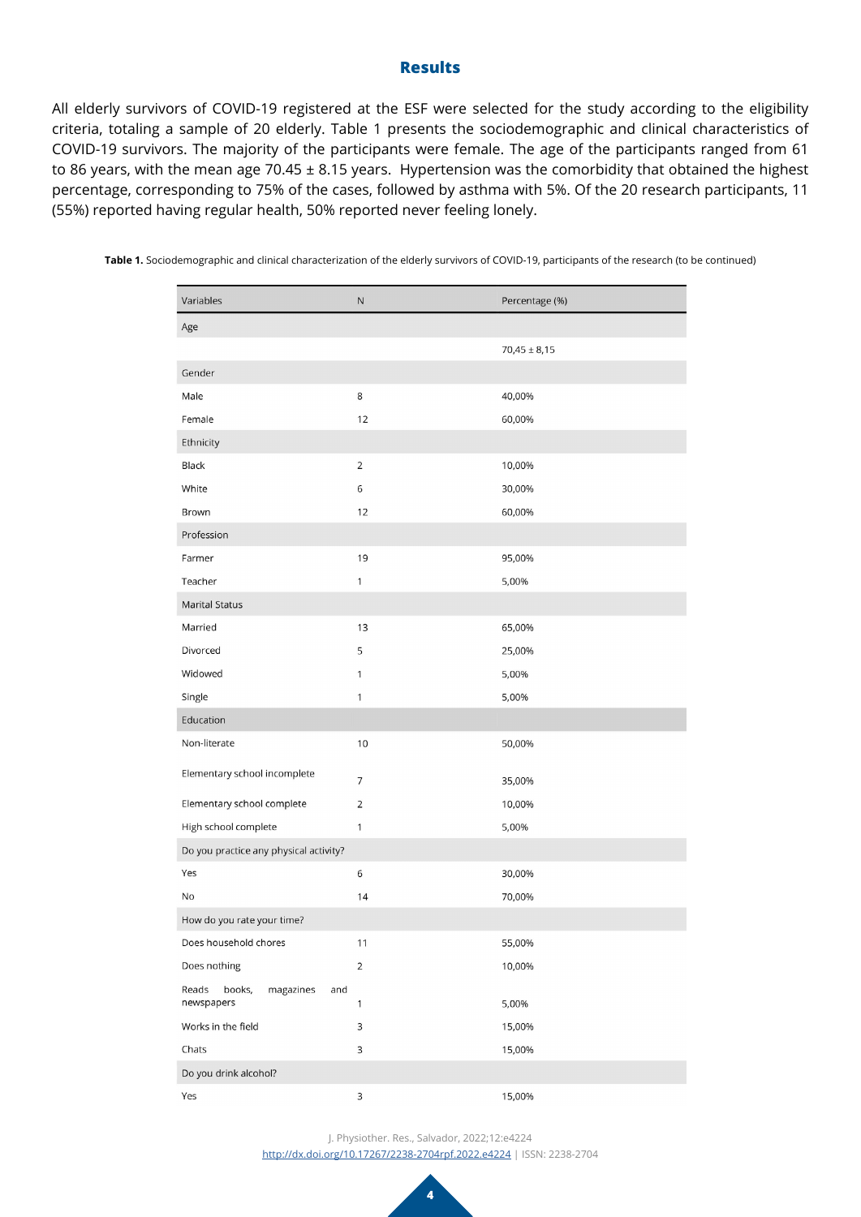## Results

All elderly survivors of COVID-19 registered at the ESF were selected for the study according to the eligibility criteria, totaling a sample of 20 elderly. Table 1 presents the sociodemographic and clinical characteristics of COVID-19 survivors. The majority of the participants were female. The age of the participants ranged from 61 to 86 years, with the mean age 70.45 ± 8.15 years. Hypertension was the comorbidity that obtained the highest percentage, corresponding to 75% of the cases, followed by asthma with 5%. Of the 20 research participants, 11 (55%) reported having regular health, 50% reported never feeling lonely.

**Table 1.** Sociodemographic and clinical characterization of the elderly survivors of COVID-19, participants of the research (to be continued)

| Variables | N | Percentage (%) |
|---|---|---|
| Age | | |
| | | 70,45 ± 8,15 |
| Gender | | |
| Male | 8 | 40,00% |
| Female | 12 | 60,00% |
| Ethnicity | | |
| Black | 2 | 10,00% |
| White | 6 | 30,00% |
| Brown | 12 | 60,00% |
| Profession | | |
| Farmer | 19 | 95,00% |
| Teacher | 1 | 5,00% |
| Marital Status | | |
| Married | 13 | 65,00% |
| Divorced | 5 | 25,00% |
| Widowed | 1 | 5,00% |
| Single | 1 | 5,00% |
| Education | | |
| Non-literate | 10 | 50,00% |
| Elementary school incomplete | 7 | 35,00% |
| Elementary school complete | 2 | 10,00% |
| High school complete | 1 | 5,00% |
| Do you practice any physical activity? | | |
| Yes | 6 | 30,00% |
| No | 14 | 70,00% |
| How do you rate your time? | | |
| Does household chores | 11 | 55,00% |
| Does nothing | 2 | 10,00% |
| Reads books, magazines and newspapers | 1 | 5,00% |
| Works in the field | 3 | 15,00% |
| Chats | 3 | 15,00% |
| Do you drink alcohol? | | |
| Yes | 3 | 15,00% |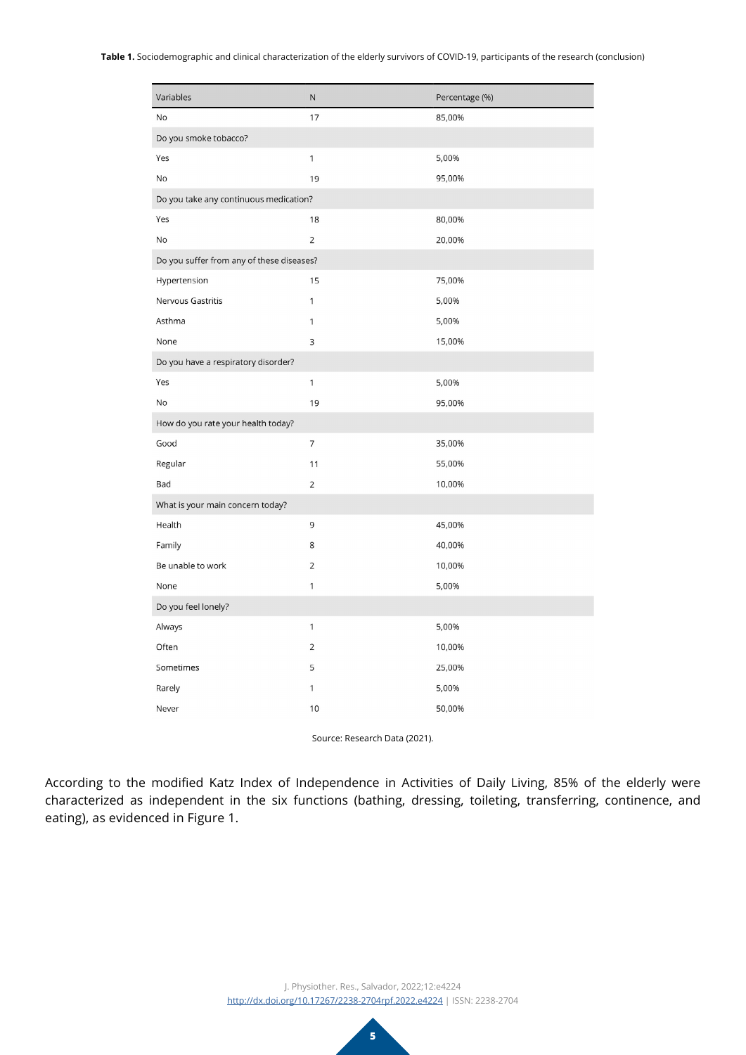**Table 1.** Sociodemographic and clinical characterization of the elderly survivors of COVID-19, participants of the research (conclusion)

| Variables | N | Percentage (%) |
|---|---|---|
| No | 17 | 85,00% |
| Do you smoke tobacco? | | |
| Yes | 1 | 5,00% |
| No | 19 | 95,00% |
| Do you take any continuous medication? | | |
| Yes | 18 | 80,00% |
| No | 2 | 20,00% |
| Do you suffer from any of these diseases? | | |
| Hypertension | 15 | 75,00% |
| Nervous Gastritis | 1 | 5,00% |
| Asthma | 1 | 5,00% |
| None | 3 | 15,00% |
| Do you have a respiratory disorder? | | |
| Yes | 1 | 5,00% |
| No | 19 | 95,00% |
| How do you rate your health today? | | |
| Good | 7 | 35,00% |
| Regular | 11 | 55,00% |
| Bad | 2 | 10,00% |
| What is your main concern today? | | |
| Health | 9 | 45,00% |
| Family | 8 | 40,00% |
| Be unable to work | 2 | 10,00% |
| None | 1 | 5,00% |
| Do you feel lonely? | | |
| Always | 1 | 5,00% |
| Often | 2 | 10,00% |
| Sometimes | 5 | 25,00% |
| Rarely | 1 | 5,00% |
| Never | 10 | 50,00% |

Source: Research Data (2021).

According to the modified Katz Index of Independence in Activities of Daily Living, 85% of the elderly were characterized as independent in the six functions (bathing, dressing, toileting, transferring, continence, and eating), as evidenced in Figure 1.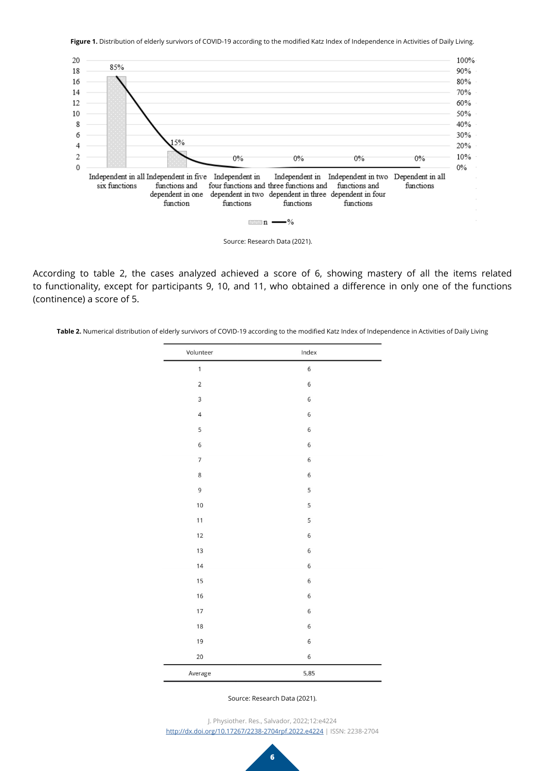**Figure 1.** Distribution of elderly survivors of COVID-19 according to the modified Katz Index of Independence in Activities of Daily Living.

Source: Research Data (2021).

According to table 2, the cases analyzed achieved a score of 6, showing mastery of all the items related to functionality, except for participants 9, 10, and 11, who obtained a difference in only one of the functions (continence) a score of 5.

**Table 2.** Numerical distribution of elderly survivors of COVID-19 according to the modified Katz Index of Independence in Activities of Daily Living

| Volunteer | Index |
|---|---|
| 1 | 6 |
| 2 | 6 |
| 3 | 6 |
| 4 | 6 |
| 5 | 6 |
| 6 | 6 |
| 7 | 6 |
| 8 | 6 |
| 9 | 5 |
| 10 | 5 |
| 11 | 5 |
| 12 | 6 |
| 13 | 6 |
| 14 | 6 |
| 15 | 6 |
| 16 | 6 |
| 17 | 6 |
| 18 | 6 |
| 19 | 6 |
| 20 | 6 |
| Average | 5,85 |

Source: Research Data (2021).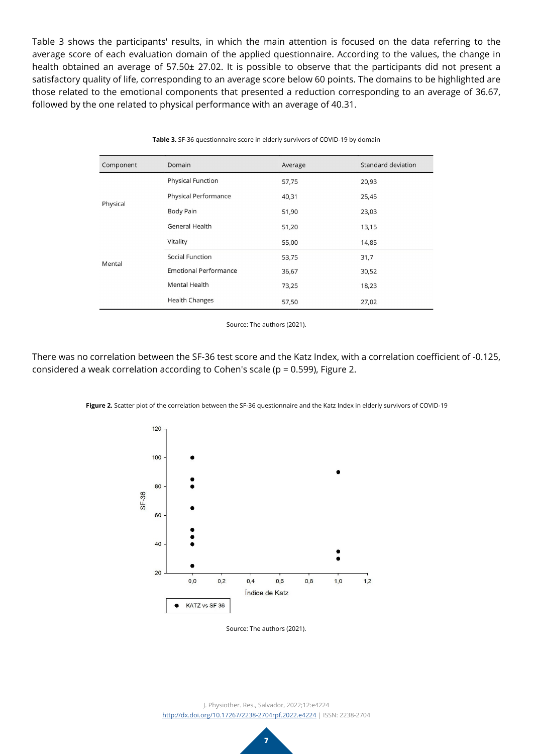Table 3 shows the participants' results, in which the main attention is focused on the data referring to the average score of each evaluation domain of the applied questionnaire. According to the values, the change in health obtained an average of 57.50± 27.02. It is possible to observe that the participants did not present a satisfactory quality of life, corresponding to an average score below 60 points. The domains to be highlighted are those related to the emotional components that presented a reduction corresponding to an average of 36.67, followed by the one related to physical performance with an average of 40.31.

**Table 3.** SF-36 questionnaire score in elderly survivors of COVID-19 by domain

| Component | Domain | Average | Standard deviation |
|---|---|---|---|
| Physical | Physical Function | 57,75 | 20,93 |
| | Physical Performance | 40,31 | 25,45 |
| | Body Pain | 51,90 | 23,03 |
| | General Health | 51,20 | 13,15 |
| Mental | Vitality | 55,00 | 14,85 |
| | Social Function | 53,75 | 31,7 |
| | Emotional Performance | 36,67 | 30,52 |
| | Mental Health | 73,25 | 18,23 |
| | Health Changes | 57,50 | 27,02 |

Source: The authors (2021).

There was no correlation between the SF-36 test score and the Katz Index, with a correlation coefficient of -0.125, considered a weak correlation according to Cohen's scale (p = 0.599), Figure 2.

**Figure 2.** Scatter plot of the correlation between the SF-36 questionnaire and the Katz Index in elderly survivors of COVID-19

Source: The authors (2021).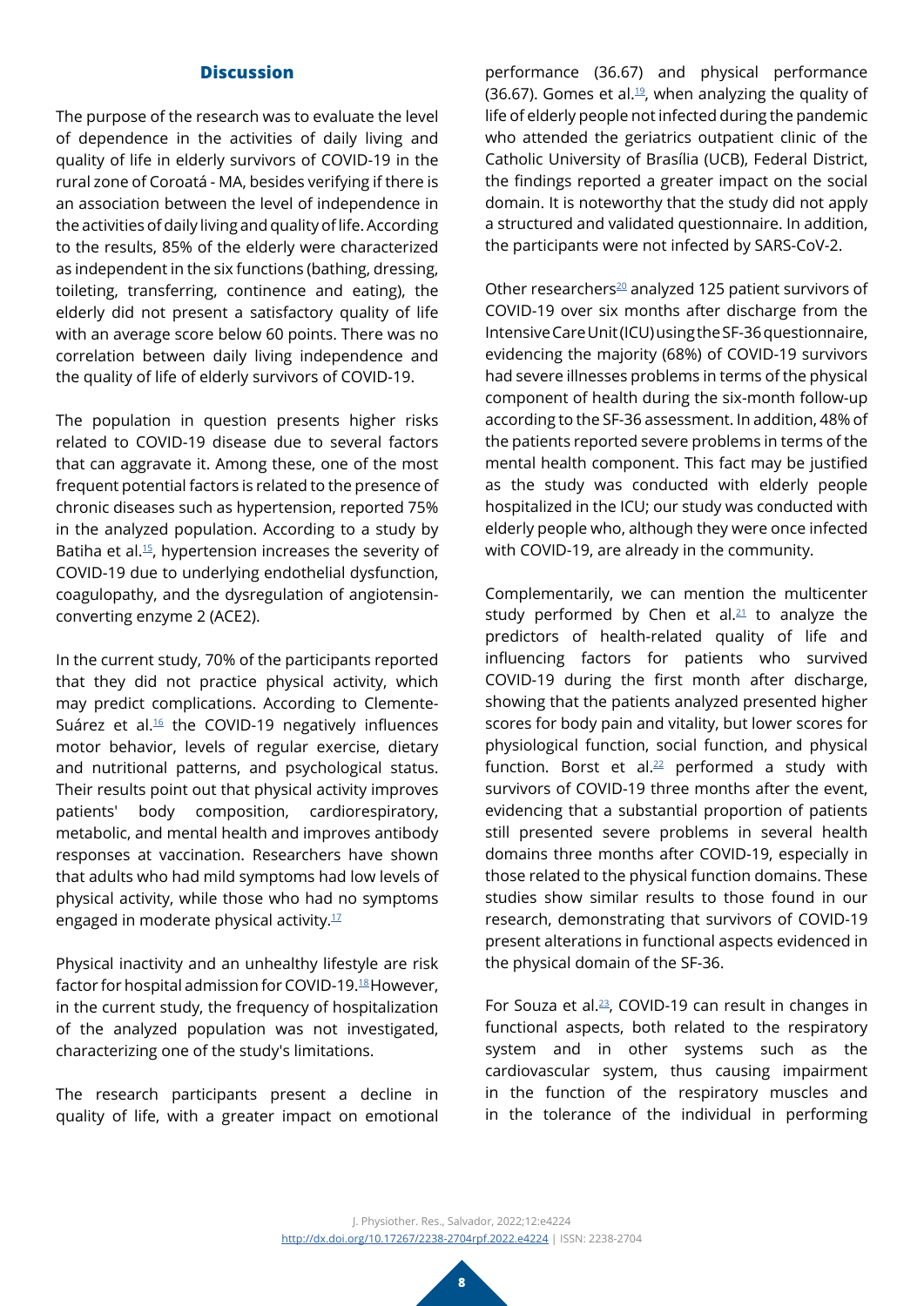## Discussion

The purpose of the research was to evaluate the level of dependence in the activities of daily living and quality of life in elderly survivors of COVID-19 in the rural zone of Coroatá - MA, besides verifying if there is an association between the level of independence in the activities of daily living and quality of life. According to the results, 85% of the elderly were characterized as independent in the six functions (bathing, dressing, toileting, transferring, continence and eating), the elderly did not present a satisfactory quality of life with an average score below 60 points. There was no correlation between daily living independence and the quality of life of elderly survivors of COVID-19.

The population in question presents higher risks related to COVID-19 disease due to several factors that can aggravate it. Among these, one of the most frequent potential factors is related to the presence of chronic diseases such as hypertension, reported 75% in the analyzed population. According to a study by Batiha et al.[15], hypertension increases the severity of COVID-19 due to underlying endothelial dysfunction, coagulopathy, and the dysregulation of angiotensin-converting enzyme 2 (ACE2).

In the current study, 70% of the participants reported that they did not practice physical activity, which may predict complications. According to Clemente-Suárez et al.[16] the COVID-19 negatively influences motor behavior, levels of regular exercise, dietary and nutritional patterns, and psychological status. Their results point out that physical activity improves patients' body composition, cardiorespiratory, metabolic, and mental health and improves antibody responses at vaccination. Researchers have shown that adults who had mild symptoms had low levels of physical activity, while those who had no symptoms engaged in moderate physical activity.[17]

Physical inactivity and an unhealthy lifestyle are risk factor for hospital admission for COVID-19.[18] However, in the current study, the frequency of hospitalization of the analyzed population was not investigated, characterizing one of the study's limitations.

The research participants present a decline in quality of life, with a greater impact on emotional performance (36.67) and physical performance (36.67). Gomes et al.[19], when analyzing the quality of life of elderly people not infected during the pandemic who attended the geriatrics outpatient clinic of the Catholic University of Brasília (UCB), Federal District, the findings reported a greater impact on the social domain. It is noteworthy that the study did not apply a structured and validated questionnaire. In addition, the participants were not infected by SARS-CoV-2.

Other researchers[20] analyzed 125 patient survivors of COVID-19 over six months after discharge from the Intensive Care Unit (ICU) using the SF-36 questionnaire, evidencing the majority (68%) of COVID-19 survivors had severe illnesses problems in terms of the physical component of health during the six-month follow-up according to the SF-36 assessment. In addition, 48% of the patients reported severe problems in terms of the mental health component. This fact may be justified as the study was conducted with elderly people hospitalized in the ICU; our study was conducted with elderly people who, although they were once infected with COVID-19, are already in the community.

Complementarily, we can mention the multicenter study performed by Chen et al.[21] to analyze the predictors of health-related quality of life and influencing factors for patients who survived COVID-19 during the first month after discharge, showing that the patients analyzed presented higher scores for body pain and vitality, but lower scores for physiological function, social function, and physical function. Borst et al.[22] performed a study with survivors of COVID-19 three months after the event, evidencing that a substantial proportion of patients still presented severe problems in several health domains three months after COVID-19, especially in those related to the physical function domains. These studies show similar results to those found in our research, demonstrating that survivors of COVID-19 present alterations in functional aspects evidenced in the physical domain of the SF-36.

For Souza et al.[23], COVID-19 can result in changes in functional aspects, both related to the respiratory system and in other systems such as the cardiovascular system, thus causing impairment in the function of the respiratory muscles and in the tolerance of the individual in performing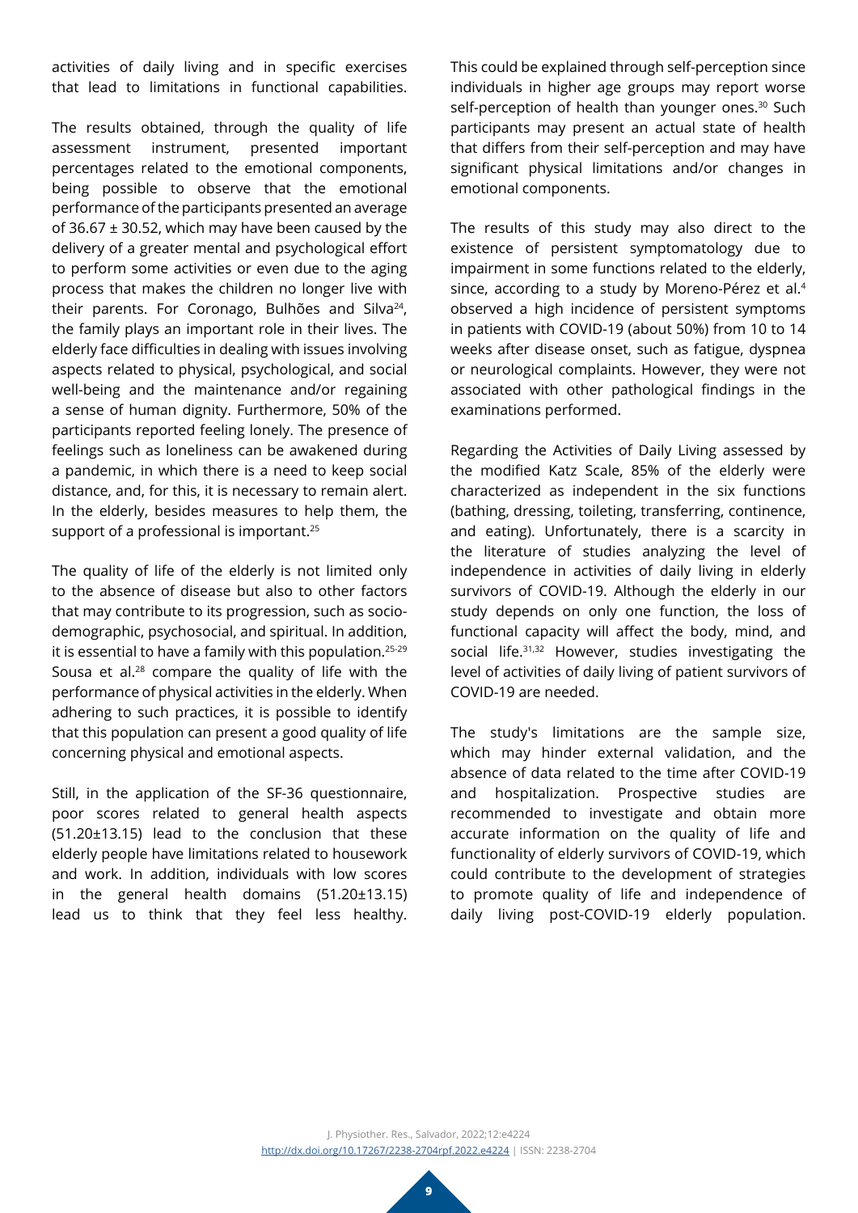activities of daily living and in specific exercises that lead to limitations in functional capabilities.

The results obtained, through the quality of life assessment instrument, presented important percentages related to the emotional components, being possible to observe that the emotional performance of the participants presented an average of 36.67 ± 30.52, which may have been caused by the delivery of a greater mental and psychological effort to perform some activities or even due to the aging process that makes the children no longer live with their parents. For Coronago, Bulhões and Silva[24], the family plays an important role in their lives. The elderly face difficulties in dealing with issues involving aspects related to physical, psychological, and social well-being and the maintenance and/or regaining a sense of human dignity. Furthermore, 50% of the participants reported feeling lonely. The presence of feelings such as loneliness can be awakened during a pandemic, in which there is a need to keep social distance, and, for this, it is necessary to remain alert. In the elderly, besides measures to help them, the support of a professional is important.[25]

The quality of life of the elderly is not limited only to the absence of disease but also to other factors that may contribute to its progression, such as socio-demographic, psychosocial, and spiritual. In addition, it is essential to have a family with this population.[25-29] Sousa et al.[28] compare the quality of life with the performance of physical activities in the elderly. When adhering to such practices, it is possible to identify that this population can present a good quality of life concerning physical and emotional aspects.

Still, in the application of the SF-36 questionnaire, poor scores related to general health aspects (51.20±13.15) lead to the conclusion that these elderly people have limitations related to housework and work. In addition, individuals with low scores in the general health domains (51.20±13.15) lead us to think that they feel less healthy. This could be explained through self-perception since individuals in higher age groups may report worse self-perception of health than younger ones.[30] Such participants may present an actual state of health that differs from their self-perception and may have significant physical limitations and/or changes in emotional components.

The results of this study may also direct to the existence of persistent symptomatology due to impairment in some functions related to the elderly, since, according to a study by Moreno-Pérez et al.[4] observed a high incidence of persistent symptoms in patients with COVID-19 (about 50%) from 10 to 14 weeks after disease onset, such as fatigue, dyspnea or neurological complaints. However, they were not associated with other pathological findings in the examinations performed.

Regarding the Activities of Daily Living assessed by the modified Katz Scale, 85% of the elderly were characterized as independent in the six functions (bathing, dressing, toileting, transferring, continence, and eating). Unfortunately, there is a scarcity in the literature of studies analyzing the level of independence in activities of daily living in elderly survivors of COVID-19. Although the elderly in our study depends on only one function, the loss of functional capacity will affect the body, mind, and social life.[31,32] However, studies investigating the level of activities of daily living of patient survivors of COVID-19 are needed.

The study's limitations are the sample size, which may hinder external validation, and the absence of data related to the time after COVID-19 and hospitalization. Prospective studies are recommended to investigate and obtain more accurate information on the quality of life and functionality of elderly survivors of COVID-19, which could contribute to the development of strategies to promote quality of life and independence of daily living post-COVID-19 elderly population.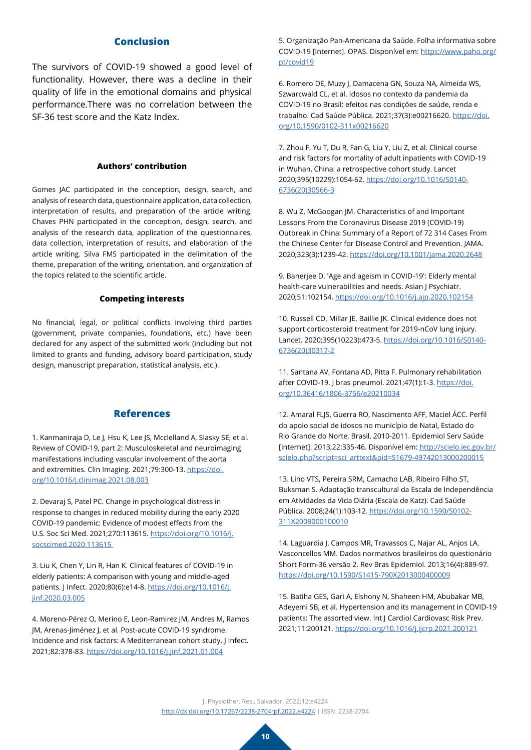## Conclusion

The survivors of COVID-19 showed a good level of functionality. However, there was a decline in their quality of life in the emotional domains and physical performance.There was no correlation between the SF-36 test score and the Katz Index.

### Authors' contribution

Gomes JAC participated in the conception, design, search, and analysis of research data, questionnaire application, data collection, interpretation of results, and preparation of the article writing. Chaves PHN participated in the conception, design, search, and analysis of the research data, application of the questionnaires, data collection, interpretation of results, and elaboration of the article writing. Silva FMS participated in the delimitation of the theme, preparation of the writing, orientation, and organization of the topics related to the scientific article.

### Competing interests

No financial, legal, or political conflicts involving third parties (government, private companies, foundations, etc.) have been declared for any aspect of the submitted work (including but not limited to grants and funding, advisory board participation, study design, manuscript preparation, statistical analysis, etc.).

## References

1. Kanmaniraja D, Le J, Hsu K, Lee JS, Mcclelland A, Slasky SE, et al. Review of COVID-19, part 2: Musculoskeletal and neuroimaging manifestations including vascular involvement of the aorta and extremities. Clin Imaging. 2021;79:300-13. https://doi.org/10.1016/j.clinimag.2021.08.003

2. Devaraj S, Patel PC. Change in psychological distress in response to changes in reduced mobility during the early 2020 COVID-19 pandemic: Evidence of modest effects from the U.S. Soc Sci Med. 2021;270:113615. https://doi.org/10.1016/j.socscimed.2020.113615

3. Liu K, Chen Y, Lin R, Han K. Clinical features of COVID-19 in elderly patients: A comparison with young and middle-aged patients. J Infect. 2020;80(6):e14-8. https://doi.org/10.1016/j.jinf.2020.03.005

4. Moreno-Peréz O, Merino E, Leon-Ramirez JM, Andres M, Ramos JM, Arenas-Jiménez J, et al. Post-acute COVID-19 syndrome. Incidence and risk factors: A Mediterranean cohort study. J Infect. 2021;82:378-83. https://doi.org/10.1016/j.jinf.2021.01.004

5. Organização Pan-Americana da Saúde. Folha informativa sobre COVID-19 [Internet]. OPAS. Disponível em: https://www.paho.org/pt/covid19

6. Romero DE, Muzy J, Damacena GN, Souza NA, Almeida WS, Szwarcwald CL, et al. Idosos no contexto da pandemia da COVID-19 no Brasil: efeitos nas condições de saúde, renda e trabalho. Cad Saúde Pública. 2021;37(3):e00216620. https://doi.org/10.1590/0102-311x00216620

7. Zhou F, Yu T, Du R, Fan G, Liu Y, Liu Z, et al. Clinical course and risk factors for mortality of adult inpatients with COVID-19 in Wuhan, China: a retrospective cohort study. Lancet 2020;395(10229):1054-62. https://doi.org/10.1016/S0140-6736(20)30566-3

8. Wu Z, McGoogan JM. Characteristics of and Important Lessons From the Coronavirus Disease 2019 (COVID-19) Outbreak in China: Summary of a Report of 72 314 Cases From the Chinese Center for Disease Control and Prevention. JAMA. 2020;323(3):1239-42. https://doi.org/10.1001/jama.2020.2648

9. Banerjee D. 'Age and ageism in COVID-19': Elderly mental health-care vulnerabilities and needs. Asian J Psychiatr. 2020;51:102154. https://doi.org/10.1016/j.ajp.2020.102154

10. Russell CD, Millar JE, Baillie JK. Clinical evidence does not support corticosteroid treatment for 2019-nCoV lung injury. Lancet. 2020;395(10223):473-5. https://doi.org/10.1016/S0140-6736(20)30317-2

11. Santana AV, Fontana AD, Pitta F. Pulmonary rehabilitation after COVID-19. J bras pneumol. 2021;47(1):1-3. https://doi.org/10.36416/1806-3756/e20210034

12. Amaral FLJS, Guerra RO, Nascimento AFF, Maciel ÁCC. Perfil do apoio social de idosos no município de Natal, Estado do Rio Grande do Norte, Brasil, 2010-2011. Epidemiol Serv Saúde [Internet]. 2013;22:335-46. Disponível em: http://scielo.iec.gov.br/scielo.php?script=sci_arttext&pid=S1679-49742013000200015

13. Lino VTS, Pereira SRM, Camacho LAB, Ribeiro Filho ST, Buksman S. Adaptação transcultural da Escala de Independência em Atividades da Vida Diária (Escala de Katz). Cad Saúde Pública. 2008;24(1):103-12. https://doi.org/10.1590/S0102-311X2008000100010

14. Laguardia J, Campos MR, Travassos C, Najar AL, Anjos LA, Vasconcellos MM. Dados normativos brasileiros do questionário Short Form-36 versão 2. Rev Bras Epidemiol. 2013;16(4):889-97. https://doi.org/10.1590/S1415-790X2013000400009

15. Batiha GES, Gari A, Elshony N, Shaheen HM, Abubakar MB, Adeyemi SB, et al. Hypertension and its management in COVID-19 patients: The assorted view. Int J Cardiol Cardiovasc Risk Prev. 2021;11:200121. https://doi.org/10.1016/j.ijcrp.2021.200121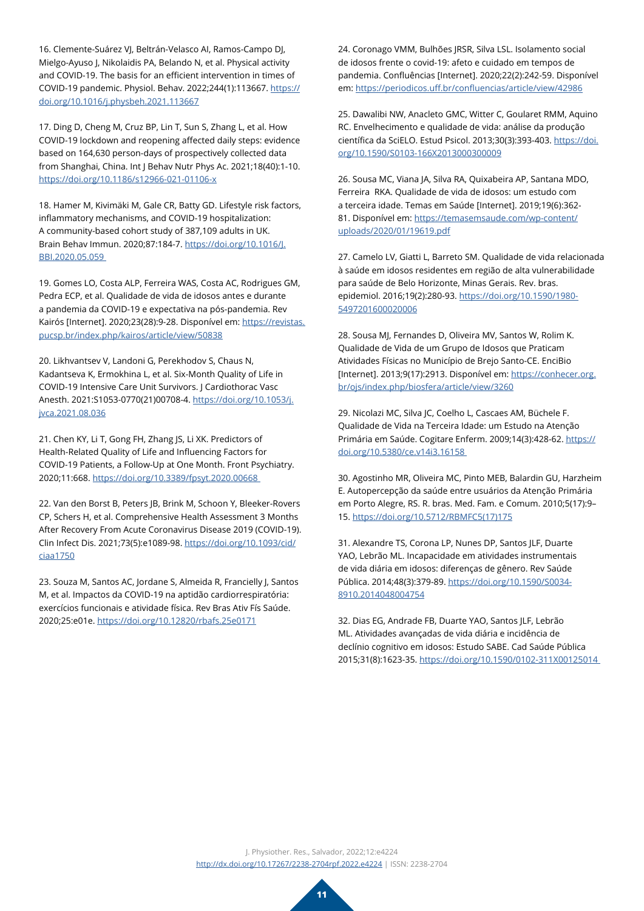16. Clemente-Suárez VJ, Beltrán-Velasco AI, Ramos-Campo DJ, Mielgo-Ayuso J, Nikolaidis PA, Belando N, et al. Physical activity and COVID-19. The basis for an efficient intervention in times of COVID-19 pandemic. Physiol. Behav. 2022;244(1):113667. https://doi.org/10.1016/j.physbeh.2021.113667

17. Ding D, Cheng M, Cruz BP, Lin T, Sun S, Zhang L, et al. How COVID-19 lockdown and reopening affected daily steps: evidence based on 164,630 person-days of prospectively collected data from Shanghai, China. Int J Behav Nutr Phys Ac. 2021;18(40):1-10. https://doi.org/10.1186/s12966-021-01106-x

18. Hamer M, Kivimäki M, Gale CR, Batty GD. Lifestyle risk factors, inflammatory mechanisms, and COVID-19 hospitalization: A community-based cohort study of 387,109 adults in UK. Brain Behav Immun. 2020;87:184-7. https://doi.org/10.1016/J.BBI.2020.05.059

19. Gomes LO, Costa ALP, Ferreira WAS, Costa AC, Rodrigues GM, Pedra ECP, et al. Qualidade de vida de idosos antes e durante a pandemia da COVID-19 e expectativa na pós-pandemia. Rev Kairós [Internet]. 2020;23(28):9-28. Disponível em: https://revistas.pucsp.br/index.php/kairos/article/view/50838

20. Likhvantsev V, Landoni G, Perekhodov S, Chaus N, Kadantseva K, Ermokhina L, et al. Six-Month Quality of Life in COVID-19 Intensive Care Unit Survivors. J Cardiothorac Vasc Anesth. 2021:S1053-0770(21)00708-4. https://doi.org/10.1053/j.jvca.2021.08.036

21. Chen KY, Li T, Gong FH, Zhang JS, Li XK. Predictors of Health-Related Quality of Life and Influencing Factors for COVID-19 Patients, a Follow-Up at One Month. Front Psychiatry. 2020;11:668. https://doi.org/10.3389/fpsyt.2020.00668

22. Van den Borst B, Peters JB, Brink M, Schoon Y, Bleeker-Rovers CP, Schers H, et al. Comprehensive Health Assessment 3 Months After Recovery From Acute Coronavirus Disease 2019 (COVID-19). Clin Infect Dis. 2021;73(5):e1089-98. https://doi.org/10.1093/cid/ciaa1750

23. Souza M, Santos AC, Jordane S, Almeida R, Francielly J, Santos M, et al. Impactos da COVID-19 na aptidão cardiorrespiratória: exercícios funcionais e atividade física. Rev Bras Ativ Fís Saúde. 2020;25:e01e. https://doi.org/10.12820/rbafs.25e0171

24. Coronago VMM, Bulhões JRSR, Silva LSL. Isolamento social de idosos frente o covid-19: afeto e cuidado em tempos de pandemia. Confluências [Internet]. 2020;22(2):242-59. Disponível em: https://periodicos.uff.br/confluencias/article/view/42986

25. Dawalibi NW, Anacleto GMC, Witter C, Goularet RMM, Aquino RC. Envelhecimento e qualidade de vida: análise da produção científica da SciELO. Estud Psicol. 2013;30(3):393-403. https://doi.org/10.1590/S0103-166X2013000300009

26. Sousa MC, Viana JA, Silva RA, Quixabeira AP, Santana MDO, Ferreira RKA. Qualidade de vida de idosos: um estudo com a terceira idade. Temas em Saúde [Internet]. 2019;19(6):362-81. Disponível em: https://temasemsaude.com/wp-content/uploads/2020/01/19619.pdf

27. Camelo LV, Giatti L, Barreto SM. Qualidade de vida relacionada à saúde em idosos residentes em região de alta vulnerabilidade para saúde de Belo Horizonte, Minas Gerais. Rev. bras. epidemiol. 2016;19(2):280-93. https://doi.org/10.1590/1980-5497201600020006

28. Sousa MJ, Fernandes D, Oliveira MV, Santos W, Rolim K. Qualidade de Vida de um Grupo de Idosos que Praticam Atividades Físicas no Município de Brejo Santo-CE. EnciBio [Internet]. 2013;9(17):2913. Disponível em: https://conhecer.org.br/ojs/index.php/biosfera/article/view/3260

29. Nicolazi MC, Silva JC, Coelho L, Cascaes AM, Büchele F. Qualidade de Vida na Terceira Idade: um Estudo na Atenção Primária em Saúde. Cogitare Enferm. 2009;14(3):428-62. https://doi.org/10.5380/ce.v14i3.16158

30. Agostinho MR, Oliveira MC, Pinto MEB, Balardin GU, Harzheim E. Autopercepção da saúde entre usuários da Atenção Primária em Porto Alegre, RS. R. bras. Med. Fam. e Comum. 2010;5(17):9–15. https://doi.org/10.5712/RBMFC5(17)175

31. Alexandre TS, Corona LP, Nunes DP, Santos JLF, Duarte YAO, Lebrão ML. Incapacidade em atividades instrumentais de vida diária em idosos: diferenças de gênero. Rev Saúde Pública. 2014;48(3):379-89. https://doi.org/10.1590/S0034-8910.2014048004754

32. Dias EG, Andrade FB, Duarte YAO, Santos JLF, Lebrão ML. Atividades avançadas de vida diária e incidência de declínio cognitivo em idosos: Estudo SABE. Cad Saúde Pública 2015;31(8):1623-35. https://doi.org/10.1590/0102-311X00125014